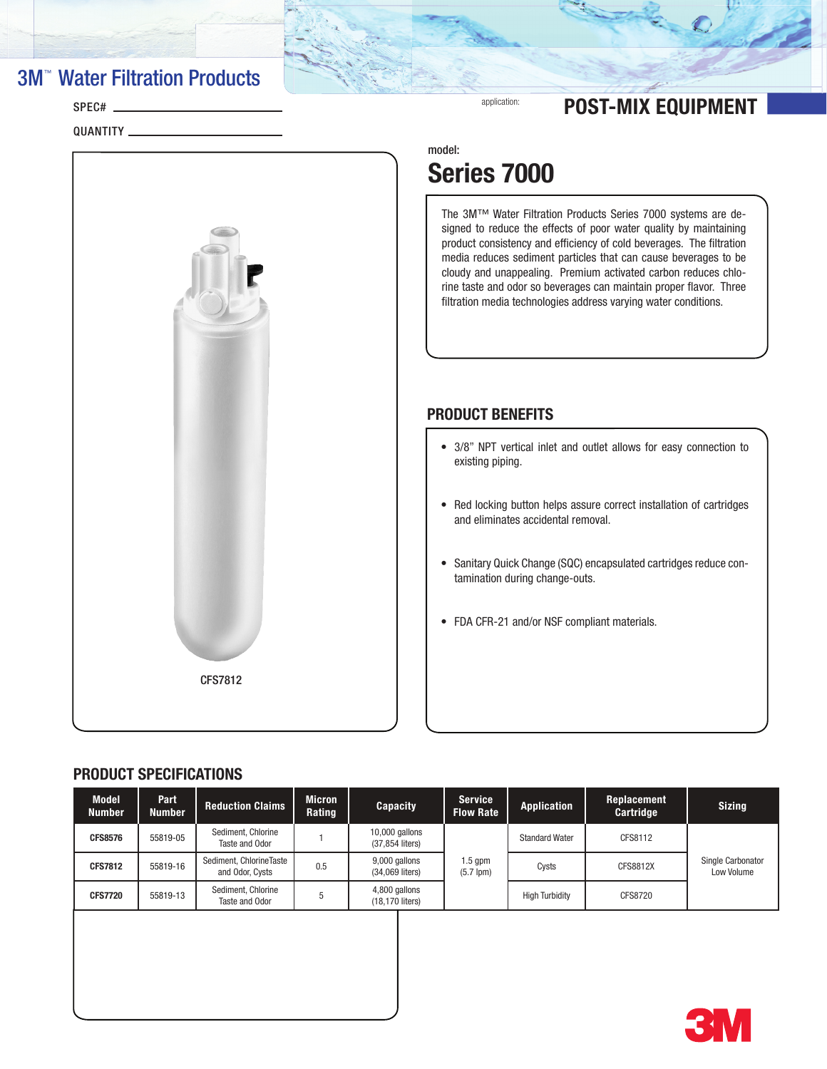# 3M™ Water Filtration Products

SPEC# ______________________

QUANTITY ______________________

application: **POST-MIX EQUIPMENT**

CFS7812

model:

## Series 7000

The 3M™ Water Filtration Products Series 7000 systems are designed to reduce the effects of poor water quality by maintaining product consistency and efficiency of cold beverages. The filtration media reduces sediment particles that can cause beverages to be cloudy and unappealing. Premium activated carbon reduces chlorine taste and odor so beverages can maintain proper flavor. Three filtration media technologies address varying water conditions.

## PRODUCT BENEFITS

- 3/8" NPT vertical inlet and outlet allows for easy connection to existing piping.
- Red locking button helps assure correct installation of cartridges and eliminates accidental removal.
- Sanitary Quick Change (SQC) encapsulated cartridges reduce contamination during change-outs.
- FDA CFR-21 and/or NSF compliant materials.

## PRODUCT SPECIFICATIONS

| Model Number | Part Number | Reduction Claims | Micron Rating | Capacity | Service Flow Rate | Application | Replacement Cartridge | Sizing |
|---|---|---|---|---|---|---|---|---|
| **CFS8576** | 55819-05 | Sediment, Chlorine Taste and Odor | 1 | 10,000 gallons (37,854 liters) | 1.5 gpm (5.7 lpm) | Standard Water | CFS8112 | Single Carbonator Low Volume |
| **CFS7812** | 55819-16 | Sediment, ChlorineTaste and Odor, Cysts | 0.5 | 9,000 gallons (34,069 liters) | | Cysts | CFS8812X | |
| **CFS7720** | 55819-13 | Sediment, Chlorine Taste and Odor | 5 | 4,800 gallons (18,170 liters) | | High Turbidity | CFS8720 | |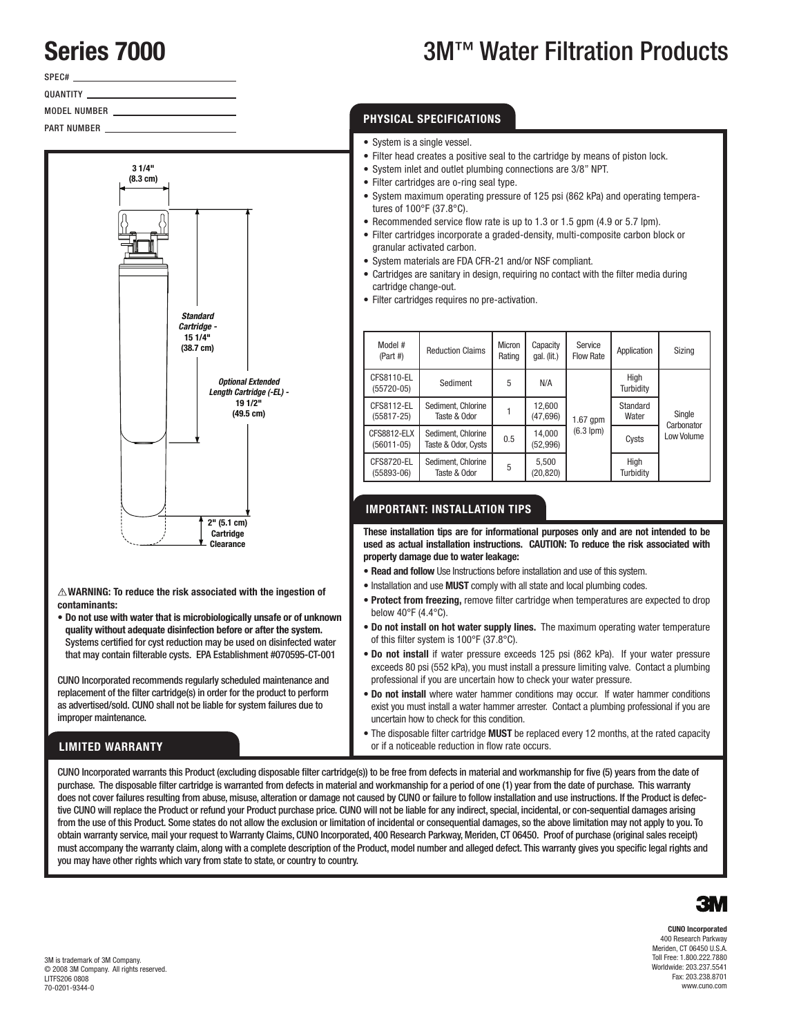# Series 7000

# 3M™ Water Filtration Products

SPEC# ______________________

QUANTITY ______________________

MODEL NUMBER ______________________

PART NUMBER ______________________

3 1/4"
(8.3 cm)

*Standard Cartridge -*
15 1/4"
(38.7 cm)

*Optional Extended Length Cartridge (-EL) -*
19 1/2"
(49.5 cm)

2" (5.1 cm)
Cartridge
Clearance

⚠ **WARNING: To reduce the risk associated with the ingestion of contaminants:**

- **Do not use with water that is microbiologically unsafe or of unknown quality without adequate disinfection before or after the system.** Systems certified for cyst reduction may be used on disinfected water that may contain filterable cysts. EPA Establishment #070595-CT-001

CUNO Incorporated recommends regularly scheduled maintenance and replacement of the filter cartridge(s) in order for the product to perform as advertised/sold. CUNO shall not be liable for system failures due to improper maintenance.

## PHYSICAL SPECIFICATIONS

- System is a single vessel.
- Filter head creates a positive seal to the cartridge by means of piston lock.
- System inlet and outlet plumbing connections are 3/8" NPT.
- Filter cartridges are o-ring seal type.
- System maximum operating pressure of 125 psi (862 kPa) and operating temperatures of 100°F (37.8°C).
- Recommended service flow rate is up to 1.3 or 1.5 gpm (4.9 or 5.7 lpm).
- Filter cartridges incorporate a graded-density, multi-composite carbon block or granular activated carbon.
- System materials are FDA CFR-21 and/or NSF compliant.
- Cartridges are sanitary in design, requiring no contact with the filter media during cartridge change-out.
- Filter cartridges requires no pre-activation.

| Model # (Part #) | Reduction Claims | Micron Rating | Capacity gal. (lit.) | Service Flow Rate | Application | Sizing |
|---|---|---|---|---|---|---|
| CFS8110-EL (55720-05) | Sediment | 5 | N/A | 1.67 gpm (6.3 lpm) | High Turbidity | Single Carbonator Low Volume |
| CFS8112-EL (55817-25) | Sediment, Chlorine Taste & Odor | 1 | 12,600 (47,696) | | Standard Water | |
| CFS8812-ELX (56011-05) | Sediment, Chlorine Taste & Odor, Cysts | 0.5 | 14,000 (52,996) | | Cysts | |
| CFS8720-EL (55893-06) | Sediment, Chlorine Taste & Odor | 5 | 5,500 (20,820) | | High Turbidity | |

## IMPORTANT: INSTALLATION TIPS

**These installation tips are for informational purposes only and are not intended to be used as actual installation instructions. CAUTION: To reduce the risk associated with property damage due to water leakage:**

- **Read and follow** Use Instructions before installation and use of this system.
- Installation and use **MUST** comply with all state and local plumbing codes.
- **Protect from freezing,** remove filter cartridge when temperatures are expected to drop below 40°F (4.4°C).
- **Do not install on hot water supply lines.** The maximum operating water temperature of this filter system is 100°F (37.8°C).
- **Do not install** if water pressure exceeds 125 psi (862 kPa). If your water pressure exceeds 80 psi (552 kPa), you must install a pressure limiting valve. Contact a plumbing professional if you are uncertain how to check your water pressure.
- **Do not install** where water hammer conditions may occur. If water hammer conditions exist you must install a water hammer arrester. Contact a plumbing professional if you are uncertain how to check for this condition.
- The disposable filter cartridge **MUST** be replaced every 12 months, at the rated capacity or if a noticeable reduction in flow rate occurs.

## LIMITED WARRANTY

CUNO Incorporated warrants this Product (excluding disposable filter cartridge(s)) to be free from defects in material and workmanship for five (5) years from the date of purchase. The disposable filter cartridge is warranted from defects in material and workmanship for a period of one (1) year from the date of purchase. This warranty does not cover failures resulting from abuse, misuse, alteration or damage not caused by CUNO or failure to follow installation and use instructions. If the Product is defective CUNO will replace the Product or refund your Product purchase price. CUNO will not be liable for any indirect, special, incidental, or con-sequential damages arising from the use of this Product. Some states do not allow the exclusion or limitation of incidental or consequential damages, so the above limitation may not apply to you. To obtain warranty service, mail your request to Warranty Claims, CUNO Incorporated, 400 Research Parkway, Meriden, CT 06450. Proof of purchase (original sales receipt) must accompany the warranty claim, along with a complete description of the Product, model number and alleged defect. This warranty gives you specific legal rights and you may have other rights which vary from state to state, or country to country.

3M

**CUNO Incorporated**
400 Research Parkway
Meriden, CT 06450 U.S.A.
Toll Free: 1.800.222.7880
Worldwide: 203.237.5541
Fax: 203.238.8701
www.cuno.com

3M is trademark of 3M Company.
© 2008 3M Company. All rights reserved.
LITFS206 0808
70-0201-9344-0